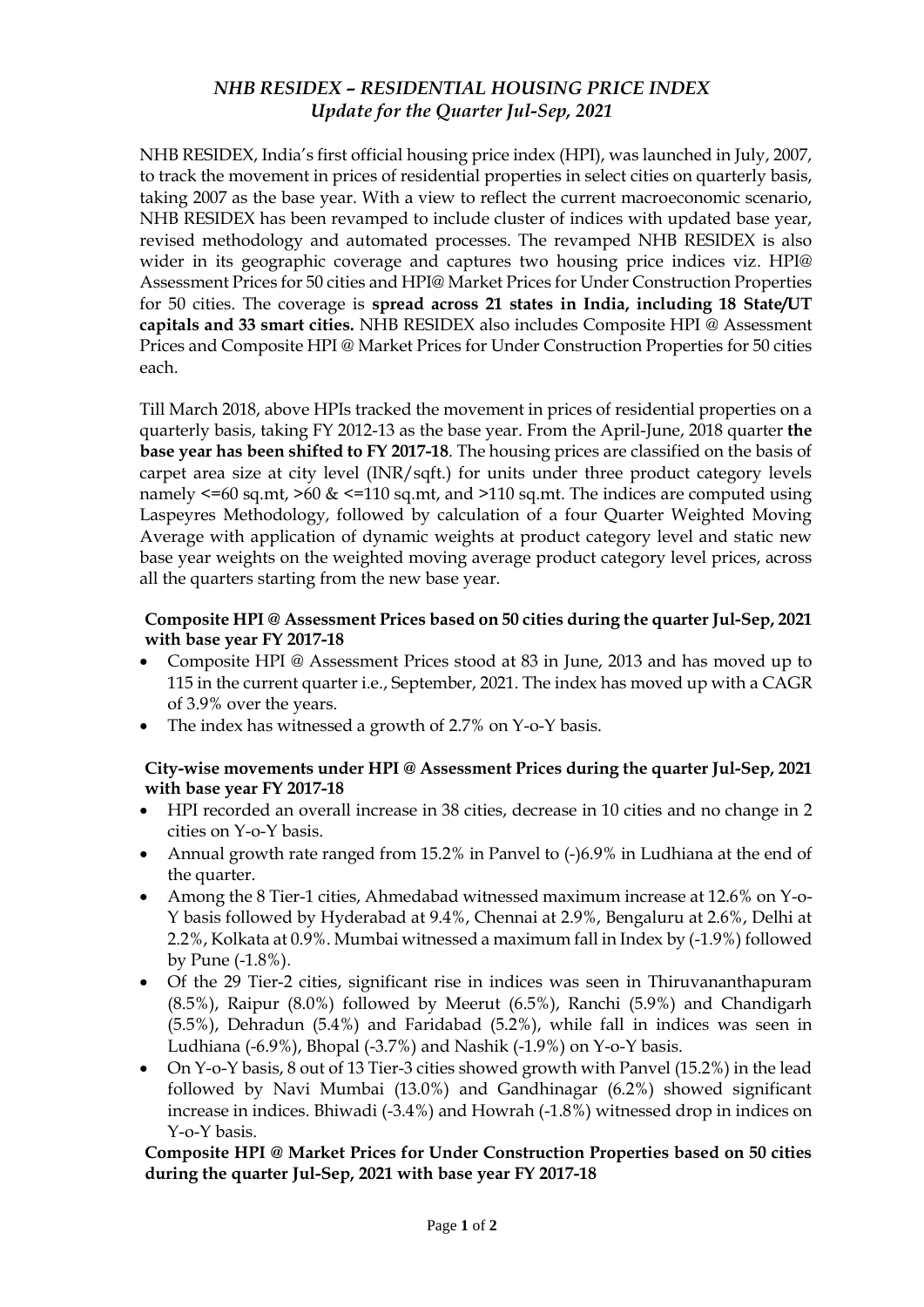# *NHB RESIDEX – RESIDENTIAL HOUSING PRICE INDEX*
## *Update for the Quarter Jul-Sep, 2021*

NHB RESIDEX, India's first official housing price index (HPI), was launched in July, 2007, to track the movement in prices of residential properties in select cities on quarterly basis, taking 2007 as the base year. With a view to reflect the current macroeconomic scenario, NHB RESIDEX has been revamped to include cluster of indices with updated base year, revised methodology and automated processes. The revamped NHB RESIDEX is also wider in its geographic coverage and captures two housing price indices viz. HPI@ Assessment Prices for 50 cities and HPI@ Market Prices for Under Construction Properties for 50 cities. The coverage is **spread across 21 states in India, including 18 State/UT capitals and 33 smart cities.** NHB RESIDEX also includes Composite HPI @ Assessment Prices and Composite HPI @ Market Prices for Under Construction Properties for 50 cities each.

Till March 2018, above HPIs tracked the movement in prices of residential properties on a quarterly basis, taking FY 2012-13 as the base year. From the April-June, 2018 quarter **the base year has been shifted to FY 2017-18**. The housing prices are classified on the basis of carpet area size at city level (INR/sqft.) for units under three product category levels namely <=60 sq.mt, >60 & <=110 sq.mt, and >110 sq.mt. The indices are computed using Laspeyres Methodology, followed by calculation of a four Quarter Weighted Moving Average with application of dynamic weights at product category level and static new base year weights on the weighted moving average product category level prices, across all the quarters starting from the new base year.

**Composite HPI @ Assessment Prices based on 50 cities during the quarter Jul-Sep, 2021 with base year FY 2017-18**

- Composite HPI @ Assessment Prices stood at 83 in June, 2013 and has moved up to 115 in the current quarter i.e., September, 2021. The index has moved up with a CAGR of 3.9% over the years.
- The index has witnessed a growth of 2.7% on Y-o-Y basis.

**City-wise movements under HPI @ Assessment Prices during the quarter Jul-Sep, 2021 with base year FY 2017-18**

- HPI recorded an overall increase in 38 cities, decrease in 10 cities and no change in 2 cities on Y-o-Y basis.
- Annual growth rate ranged from 15.2% in Panvel to (-)6.9% in Ludhiana at the end of the quarter.
- Among the 8 Tier-1 cities, Ahmedabad witnessed maximum increase at 12.6% on Y-o-Y basis followed by Hyderabad at 9.4%, Chennai at 2.9%, Bengaluru at 2.6%, Delhi at 2.2%, Kolkata at 0.9%. Mumbai witnessed a maximum fall in Index by (-1.9%) followed by Pune (-1.8%).
- Of the 29 Tier-2 cities, significant rise in indices was seen in Thiruvananthapuram (8.5%), Raipur (8.0%) followed by Meerut (6.5%), Ranchi (5.9%) and Chandigarh (5.5%), Dehradun (5.4%) and Faridabad (5.2%), while fall in indices was seen in Ludhiana (-6.9%), Bhopal (-3.7%) and Nashik (-1.9%) on Y-o-Y basis.
- On Y-o-Y basis, 8 out of 13 Tier-3 cities showed growth with Panvel (15.2%) in the lead followed by Navi Mumbai (13.0%) and Gandhinagar (6.2%) showed significant increase in indices. Bhiwadi (-3.4%) and Howrah (-1.8%) witnessed drop in indices on Y-o-Y basis.

**Composite HPI @ Market Prices for Under Construction Properties based on 50 cities during the quarter Jul-Sep, 2021 with base year FY 2017-18**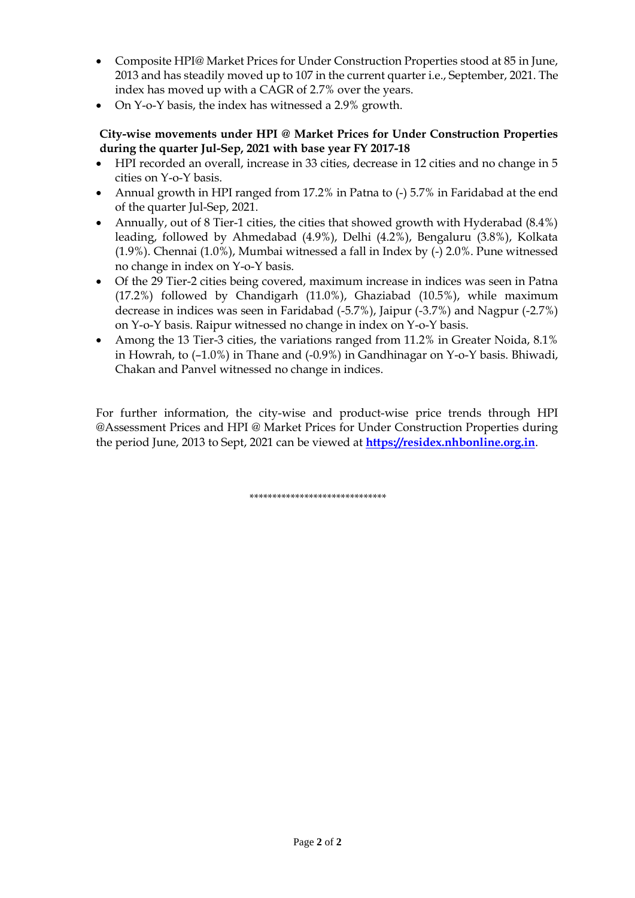- Composite HPI@ Market Prices for Under Construction Properties stood at 85 in June, 2013 and has steadily moved up to 107 in the current quarter i.e., September, 2021. The index has moved up with a CAGR of 2.7% over the years.
- On Y-o-Y basis, the index has witnessed a 2.9% growth.

**City-wise movements under HPI @ Market Prices for Under Construction Properties during the quarter Jul-Sep, 2021 with base year FY 2017-18**

- HPI recorded an overall, increase in 33 cities, decrease in 12 cities and no change in 5 cities on Y-o-Y basis.
- Annual growth in HPI ranged from 17.2% in Patna to (-) 5.7% in Faridabad at the end of the quarter Jul-Sep, 2021.
- Annually, out of 8 Tier-1 cities, the cities that showed growth with Hyderabad (8.4%) leading, followed by Ahmedabad (4.9%), Delhi (4.2%), Bengaluru (3.8%), Kolkata (1.9%). Chennai (1.0%), Mumbai witnessed a fall in Index by (-) 2.0%. Pune witnessed no change in index on Y-o-Y basis.
- Of the 29 Tier-2 cities being covered, maximum increase in indices was seen in Patna (17.2%) followed by Chandigarh (11.0%), Ghaziabad (10.5%), while maximum decrease in indices was seen in Faridabad (-5.7%), Jaipur (-3.7%) and Nagpur (-2.7%) on Y-o-Y basis. Raipur witnessed no change in index on Y-o-Y basis.
- Among the 13 Tier-3 cities, the variations ranged from 11.2% in Greater Noida, 8.1% in Howrah, to (–1.0%) in Thane and (-0.9%) in Gandhinagar on Y-o-Y basis. Bhiwadi, Chakan and Panvel witnessed no change in indices.

For further information, the city-wise and product-wise price trends through HPI @Assessment Prices and HPI @ Market Prices for Under Construction Properties during the period June, 2013 to Sept, 2021 can be viewed at **https://residex.nhbonline.org.in**.

*****************************